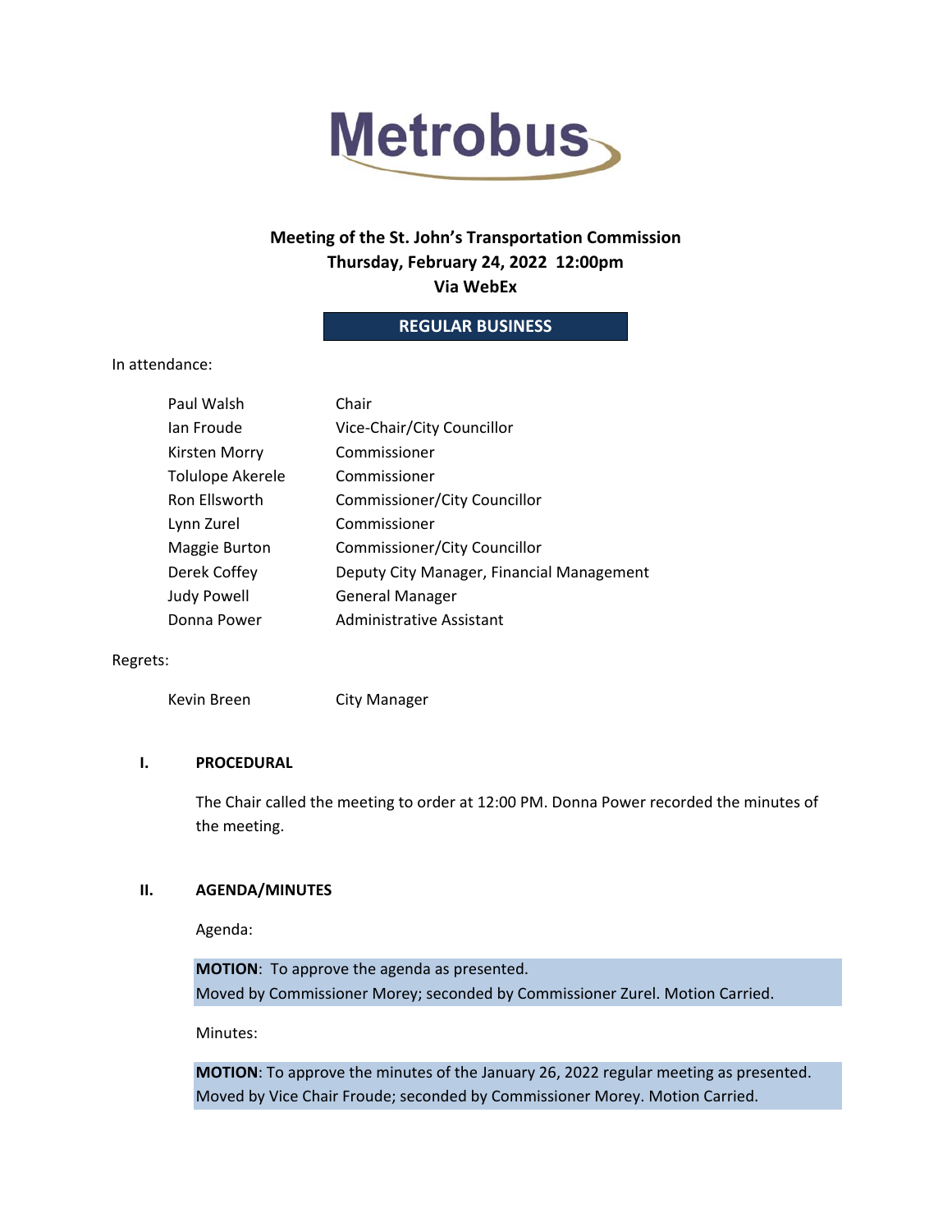# Metrobus

## Meeting of the St. John's Transportation Commission
## Thursday, February 24, 2022 12:00pm
## Via WebEx

**REGULAR BUSINESS**

In attendance:

| | |
|---|---|
| Paul Walsh | Chair |
| Ian Froude | Vice-Chair/City Councillor |
| Kirsten Morry | Commissioner |
| Tolulope Akerele | Commissioner |
| Ron Ellsworth | Commissioner/City Councillor |
| Lynn Zurel | Commissioner |
| Maggie Burton | Commissioner/City Councillor |
| Derek Coffey | Deputy City Manager, Financial Management |
| Judy Powell | General Manager |
| Donna Power | Administrative Assistant |

Regrets:

| | |
|---|---|
| Kevin Breen | City Manager |

### I. PROCEDURAL

The Chair called the meeting to order at 12:00 PM. Donna Power recorded the minutes of the meeting.

### II. AGENDA/MINUTES

Agenda:

**MOTION**: To approve the agenda as presented.
Moved by Commissioner Morey; seconded by Commissioner Zurel. Motion Carried.

Minutes:

**MOTION**: To approve the minutes of the January 26, 2022 regular meeting as presented.
Moved by Vice Chair Froude; seconded by Commissioner Morey. Motion Carried.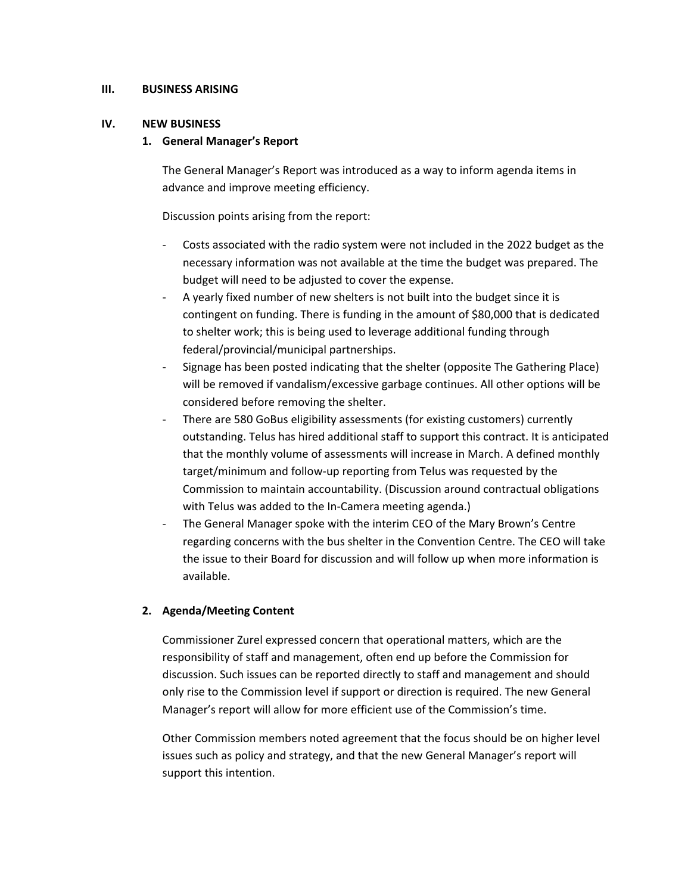## III. BUSINESS ARISING

## IV. NEW BUSINESS

### 1. General Manager's Report

The General Manager's Report was introduced as a way to inform agenda items in advance and improve meeting efficiency.

Discussion points arising from the report:

- Costs associated with the radio system were not included in the 2022 budget as the necessary information was not available at the time the budget was prepared. The budget will need to be adjusted to cover the expense.
- A yearly fixed number of new shelters is not built into the budget since it is contingent on funding. There is funding in the amount of $80,000 that is dedicated to shelter work; this is being used to leverage additional funding through federal/provincial/municipal partnerships.
- Signage has been posted indicating that the shelter (opposite The Gathering Place) will be removed if vandalism/excessive garbage continues. All other options will be considered before removing the shelter.
- There are 580 GoBus eligibility assessments (for existing customers) currently outstanding. Telus has hired additional staff to support this contract. It is anticipated that the monthly volume of assessments will increase in March. A defined monthly target/minimum and follow-up reporting from Telus was requested by the Commission to maintain accountability. (Discussion around contractual obligations with Telus was added to the In-Camera meeting agenda.)
- The General Manager spoke with the interim CEO of the Mary Brown's Centre regarding concerns with the bus shelter in the Convention Centre. The CEO will take the issue to their Board for discussion and will follow up when more information is available.

### 2. Agenda/Meeting Content

Commissioner Zurel expressed concern that operational matters, which are the responsibility of staff and management, often end up before the Commission for discussion. Such issues can be reported directly to staff and management and should only rise to the Commission level if support or direction is required. The new General Manager's report will allow for more efficient use of the Commission's time.

Other Commission members noted agreement that the focus should be on higher level issues such as policy and strategy, and that the new General Manager's report will support this intention.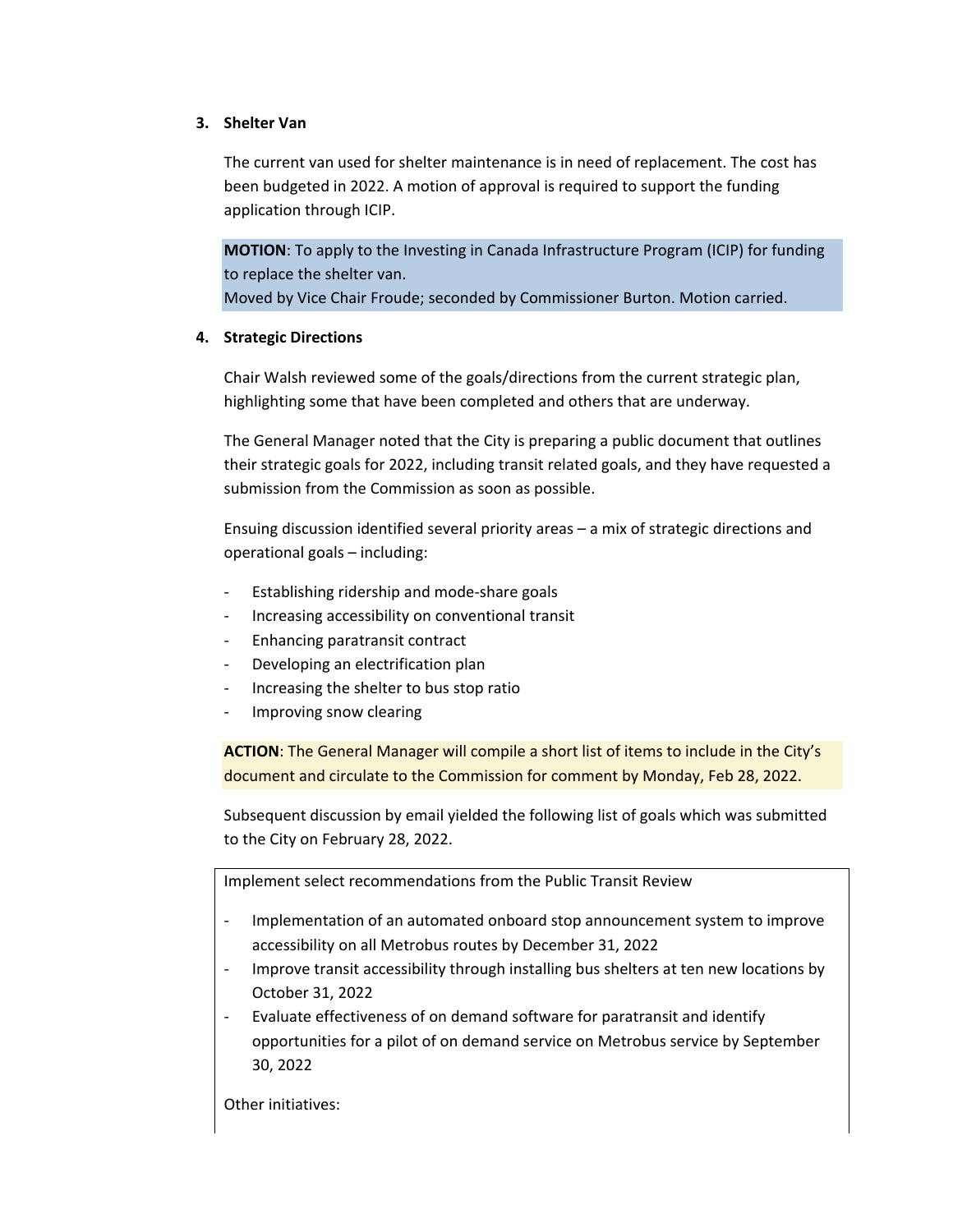### 3. Shelter Van

The current van used for shelter maintenance is in need of replacement. The cost has been budgeted in 2022. A motion of approval is required to support the funding application through ICIP.

**MOTION**: To apply to the Investing in Canada Infrastructure Program (ICIP) for funding to replace the shelter van.
Moved by Vice Chair Froude; seconded by Commissioner Burton. Motion carried.

### 4. Strategic Directions

Chair Walsh reviewed some of the goals/directions from the current strategic plan, highlighting some that have been completed and others that are underway.

The General Manager noted that the City is preparing a public document that outlines their strategic goals for 2022, including transit related goals, and they have requested a submission from the Commission as soon as possible.

Ensuing discussion identified several priority areas – a mix of strategic directions and operational goals – including:

- Establishing ridership and mode-share goals
- Increasing accessibility on conventional transit
- Enhancing paratransit contract
- Developing an electrification plan
- Increasing the shelter to bus stop ratio
- Improving snow clearing

**ACTION**: The General Manager will compile a short list of items to include in the City's document and circulate to the Commission for comment by Monday, Feb 28, 2022.

Subsequent discussion by email yielded the following list of goals which was submitted to the City on February 28, 2022.

Implement select recommendations from the Public Transit Review

- Implementation of an automated onboard stop announcement system to improve accessibility on all Metrobus routes by December 31, 2022
- Improve transit accessibility through installing bus shelters at ten new locations by October 31, 2022
- Evaluate effectiveness of on demand software for paratransit and identify opportunities for a pilot of on demand service on Metrobus service by September 30, 2022

Other initiatives: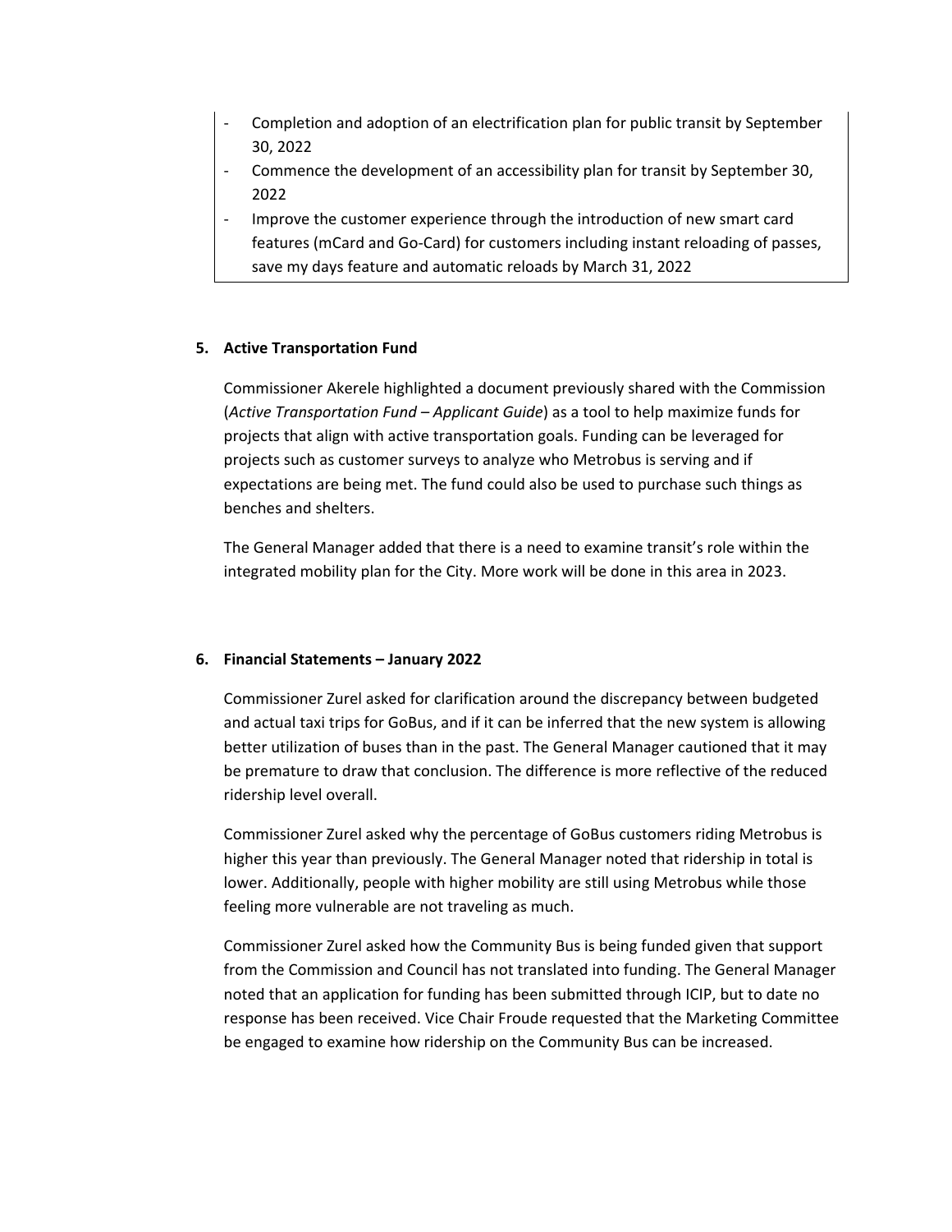- Completion and adoption of an electrification plan for public transit by September 30, 2022
- Commence the development of an accessibility plan for transit by September 30, 2022
- Improve the customer experience through the introduction of new smart card features (mCard and Go-Card) for customers including instant reloading of passes, save my days feature and automatic reloads by March 31, 2022

**5. Active Transportation Fund**

Commissioner Akerele highlighted a document previously shared with the Commission (*Active Transportation Fund – Applicant Guide*) as a tool to help maximize funds for projects that align with active transportation goals. Funding can be leveraged for projects such as customer surveys to analyze who Metrobus is serving and if expectations are being met. The fund could also be used to purchase such things as benches and shelters.

The General Manager added that there is a need to examine transit's role within the integrated mobility plan for the City. More work will be done in this area in 2023.

**6. Financial Statements – January 2022**

Commissioner Zurel asked for clarification around the discrepancy between budgeted and actual taxi trips for GoBus, and if it can be inferred that the new system is allowing better utilization of buses than in the past. The General Manager cautioned that it may be premature to draw that conclusion. The difference is more reflective of the reduced ridership level overall.

Commissioner Zurel asked why the percentage of GoBus customers riding Metrobus is higher this year than previously. The General Manager noted that ridership in total is lower. Additionally, people with higher mobility are still using Metrobus while those feeling more vulnerable are not traveling as much.

Commissioner Zurel asked how the Community Bus is being funded given that support from the Commission and Council has not translated into funding. The General Manager noted that an application for funding has been submitted through ICIP, but to date no response has been received. Vice Chair Froude requested that the Marketing Committee be engaged to examine how ridership on the Community Bus can be increased.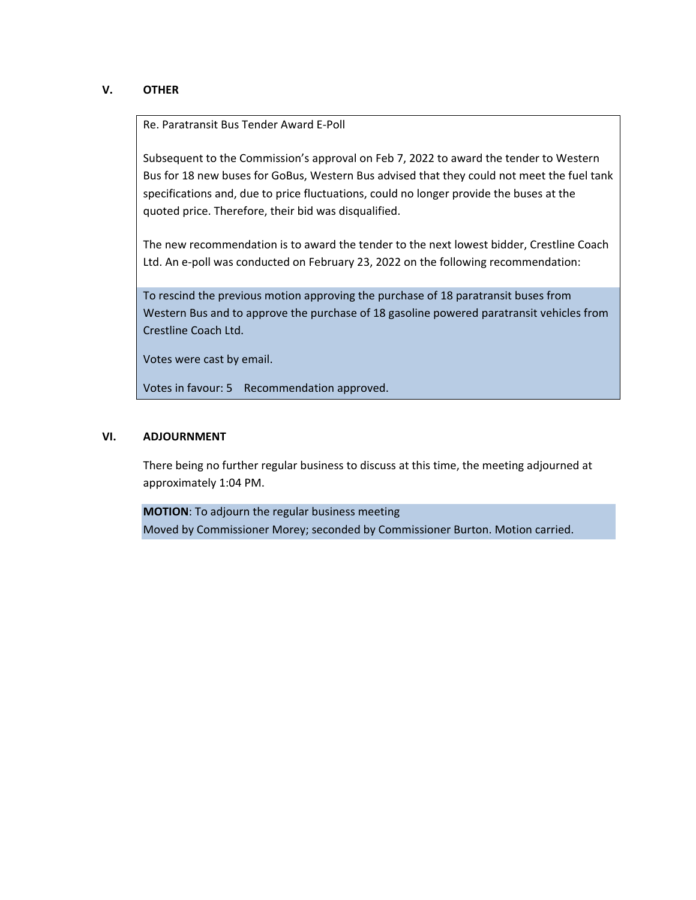## V. OTHER

Re. Paratransit Bus Tender Award E-Poll

Subsequent to the Commission's approval on Feb 7, 2022 to award the tender to Western Bus for 18 new buses for GoBus, Western Bus advised that they could not meet the fuel tank specifications and, due to price fluctuations, could no longer provide the buses at the quoted price. Therefore, their bid was disqualified.

The new recommendation is to award the tender to the next lowest bidder, Crestline Coach Ltd. An e-poll was conducted on February 23, 2022 on the following recommendation:

To rescind the previous motion approving the purchase of 18 paratransit buses from Western Bus and to approve the purchase of 18 gasoline powered paratransit vehicles from Crestline Coach Ltd.

Votes were cast by email.

Votes in favour: 5  Recommendation approved.

## VI. ADJOURNMENT

There being no further regular business to discuss at this time, the meeting adjourned at approximately 1:04 PM.

**MOTION**: To adjourn the regular business meeting
Moved by Commissioner Morey; seconded by Commissioner Burton. Motion carried.